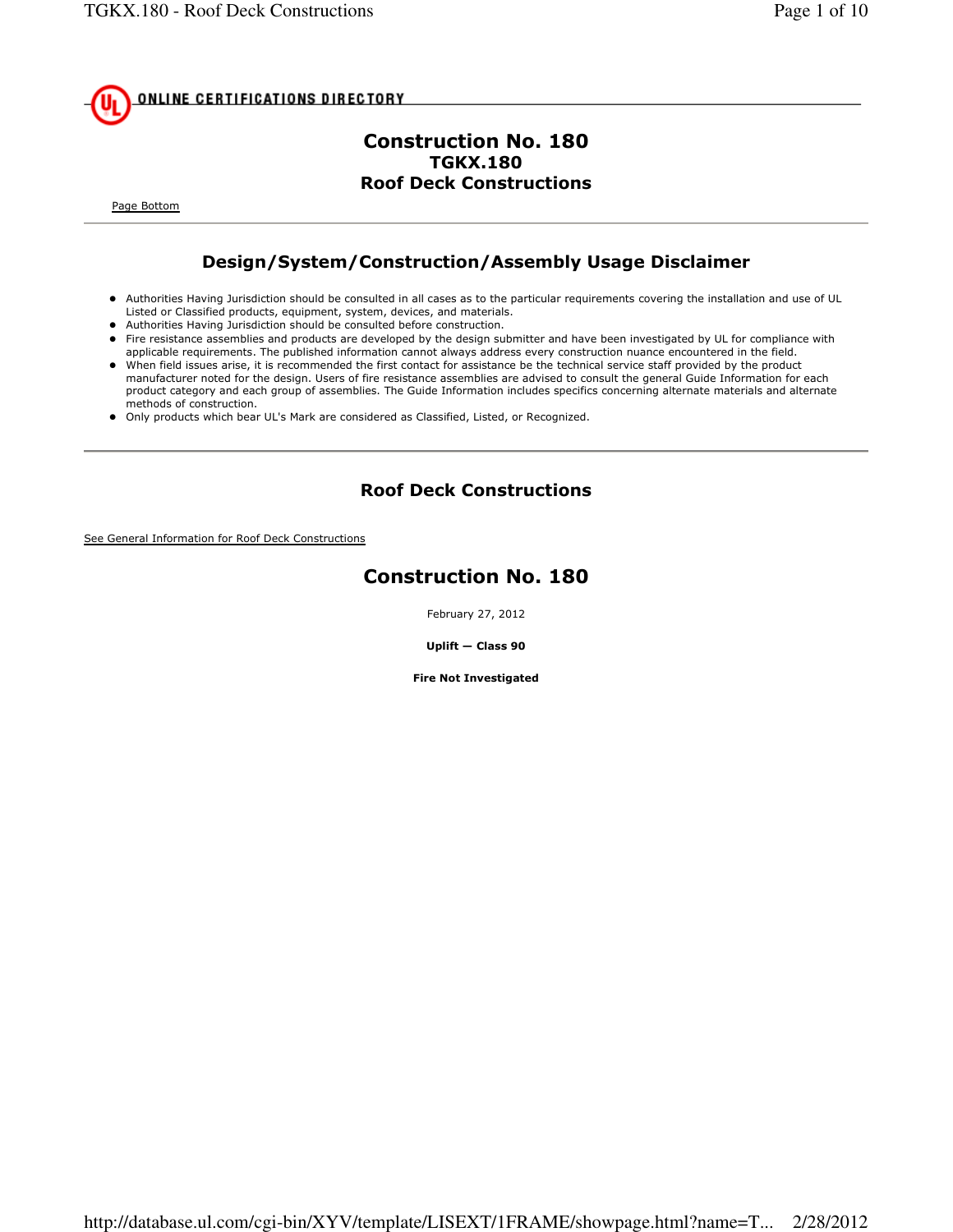ONLINE CERTIFICATIONS DIRECTORY

# Construction No. 180
## TGKX.180
## Roof Deck Constructions

Page Bottom

---

## Design/System/Construction/Assembly Usage Disclaimer

- Authorities Having Jurisdiction should be consulted in all cases as to the particular requirements covering the installation and use of UL Listed or Classified products, equipment, system, devices, and materials.
- Authorities Having Jurisdiction should be consulted before construction.
- Fire resistance assemblies and products are developed by the design submitter and have been investigated by UL for compliance with applicable requirements. The published information cannot always address every construction nuance encountered in the field.
- When field issues arise, it is recommended the first contact for assistance be the technical service staff provided by the product manufacturer noted for the design. Users of fire resistance assemblies are advised to consult the general Guide Information for each product category and each group of assemblies. The Guide Information includes specifics concerning alternate materials and alternate methods of construction.
- Only products which bear UL's Mark are considered as Classified, Listed, or Recognized.

---

## Roof Deck Constructions

See General Information for Roof Deck Constructions

# Construction No. 180

February 27, 2012

**Uplift — Class 90**

**Fire Not Investigated**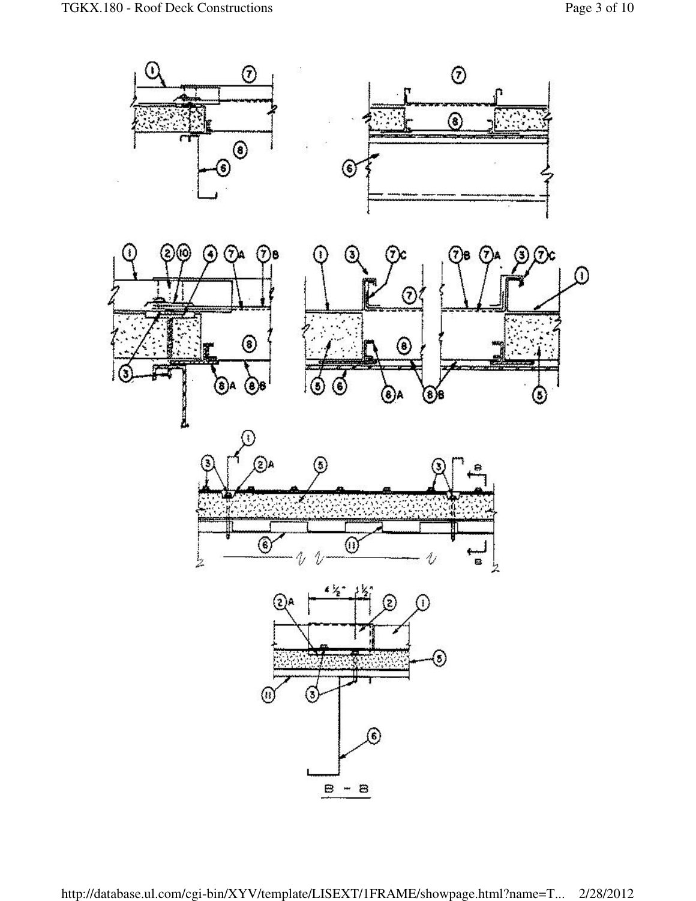B - B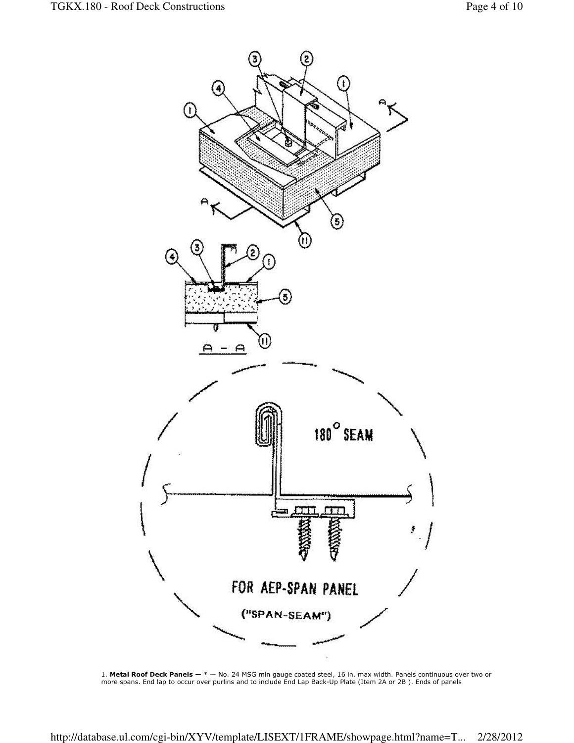1. **Metal Roof Deck Panels —** * — No. 24 MSG min gauge coated steel, 16 in. max width. Panels continuous over two or more spans. End lap to occur over purlins and to include End Lap Back-Up Plate (Item 2A or 2B ). Ends of panels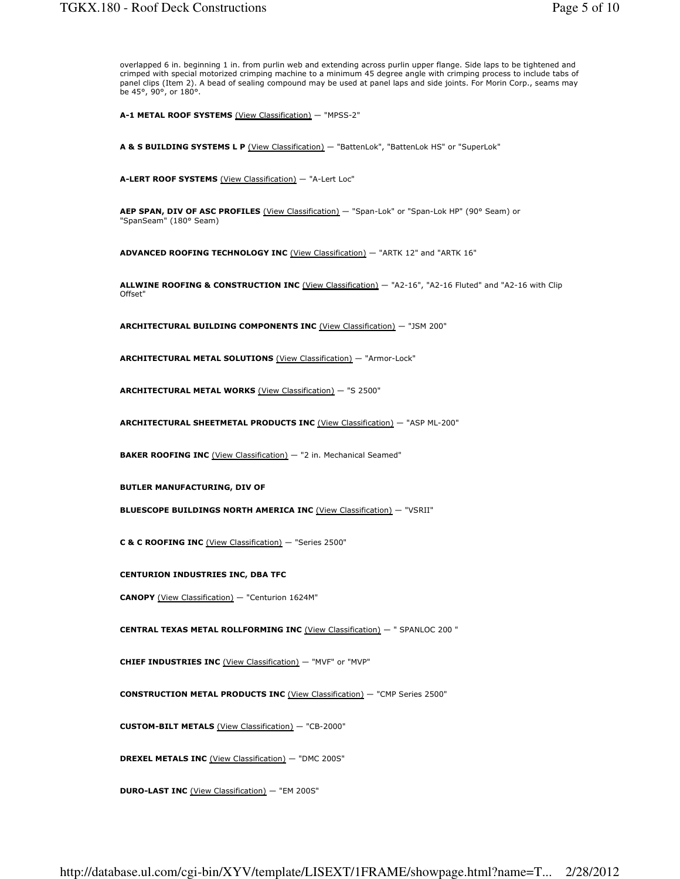overlapped 6 in. beginning 1 in. from purlin web and extending across purlin upper flange. Side laps to be tightened and crimped with special motorized crimping machine to a minimum 45 degree angle with crimping process to include tabs of panel clips (Item 2). A bead of sealing compound may be used at panel laps and side joints. For Morin Corp., seams may be 45°, 90°, or 180°.

**A-1 METAL ROOF SYSTEMS** (View Classification) — "MPSS-2"

**A & S BUILDING SYSTEMS L P** (View Classification) — "BattenLok", "BattenLok HS" or "SuperLok"

**A-LERT ROOF SYSTEMS** (View Classification) — "A-Lert Loc"

**AEP SPAN, DIV OF ASC PROFILES** (View Classification) — "Span-Lok" or "Span-Lok HP" (90° Seam) or "SpanSeam" (180° Seam)

**ADVANCED ROOFING TECHNOLOGY INC** (View Classification) — "ARTK 12" and "ARTK 16"

**ALLWINE ROOFING & CONSTRUCTION INC** (View Classification) — "A2-16", "A2-16 Fluted" and "A2-16 with Clip Offset"

**ARCHITECTURAL BUILDING COMPONENTS INC** (View Classification) — "JSM 200"

**ARCHITECTURAL METAL SOLUTIONS** (View Classification) — "Armor-Lock"

**ARCHITECTURAL METAL WORKS** (View Classification) — "S 2500"

**ARCHITECTURAL SHEETMETAL PRODUCTS INC** (View Classification) — "ASP ML-200"

**BAKER ROOFING INC** (View Classification) — "2 in. Mechanical Seamed"

**BUTLER MANUFACTURING, DIV OF**

**BLUESCOPE BUILDINGS NORTH AMERICA INC** (View Classification) — "VSRII"

**C & C ROOFING INC** (View Classification) — "Series 2500"

**CENTURION INDUSTRIES INC, DBA TFC**

**CANOPY** (View Classification) — "Centurion 1624M"

**CENTRAL TEXAS METAL ROLLFORMING INC** (View Classification) — " SPANLOC 200 "

**CHIEF INDUSTRIES INC** (View Classification) — "MVF" or "MVP"

**CONSTRUCTION METAL PRODUCTS INC** (View Classification) — "CMP Series 2500"

**CUSTOM-BILT METALS** (View Classification) — "CB-2000"

**DREXEL METALS INC** (View Classification) — "DMC 200S"

**DURO-LAST INC** (View Classification) — "EM 200S"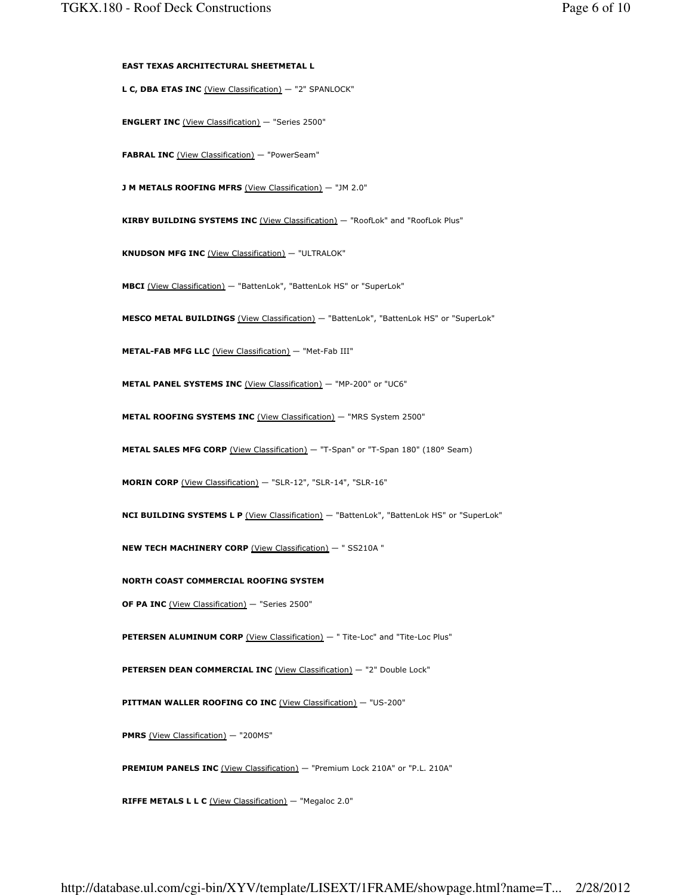**EAST TEXAS ARCHITECTURAL SHEETMETAL L L C, DBA ETAS INC** (View Classification) — "2" SPANLOCK"

**ENGLERT INC** (View Classification) — "Series 2500"

**FABRAL INC** (View Classification) — "PowerSeam"

**J M METALS ROOFING MFRS** (View Classification) — "JM 2.0"

**KIRBY BUILDING SYSTEMS INC** (View Classification) — "RoofLok" and "RoofLok Plus"

**KNUDSON MFG INC** (View Classification) — "ULTRALOK"

**MBCI** (View Classification) — "BattenLok", "BattenLok HS" or "SuperLok"

**MESCO METAL BUILDINGS** (View Classification) — "BattenLok", "BattenLok HS" or "SuperLok"

**METAL-FAB MFG LLC** (View Classification) — "Met-Fab III"

**METAL PANEL SYSTEMS INC** (View Classification) — "MP-200" or "UC6"

**METAL ROOFING SYSTEMS INC** (View Classification) — "MRS System 2500"

**METAL SALES MFG CORP** (View Classification) — "T-Span" or "T-Span 180" (180° Seam)

**MORIN CORP** (View Classification) — "SLR-12", "SLR-14", "SLR-16"

**NCI BUILDING SYSTEMS L P** (View Classification) — "BattenLok", "BattenLok HS" or "SuperLok"

**NEW TECH MACHINERY CORP** (View Classification) — " SS210A "

**NORTH COAST COMMERCIAL ROOFING SYSTEM OF PA INC** (View Classification) — "Series 2500"

**PETERSEN ALUMINUM CORP** (View Classification) — " Tite-Loc" and "Tite-Loc Plus"

**PETERSEN DEAN COMMERCIAL INC** (View Classification) — "2" Double Lock"

**PITTMAN WALLER ROOFING CO INC** (View Classification) — "US-200"

**PMRS** (View Classification) — "200MS"

**PREMIUM PANELS INC** (View Classification) — "Premium Lock 210A" or "P.L. 210A"

**RIFFE METALS L L C** (View Classification) — "Megaloc 2.0"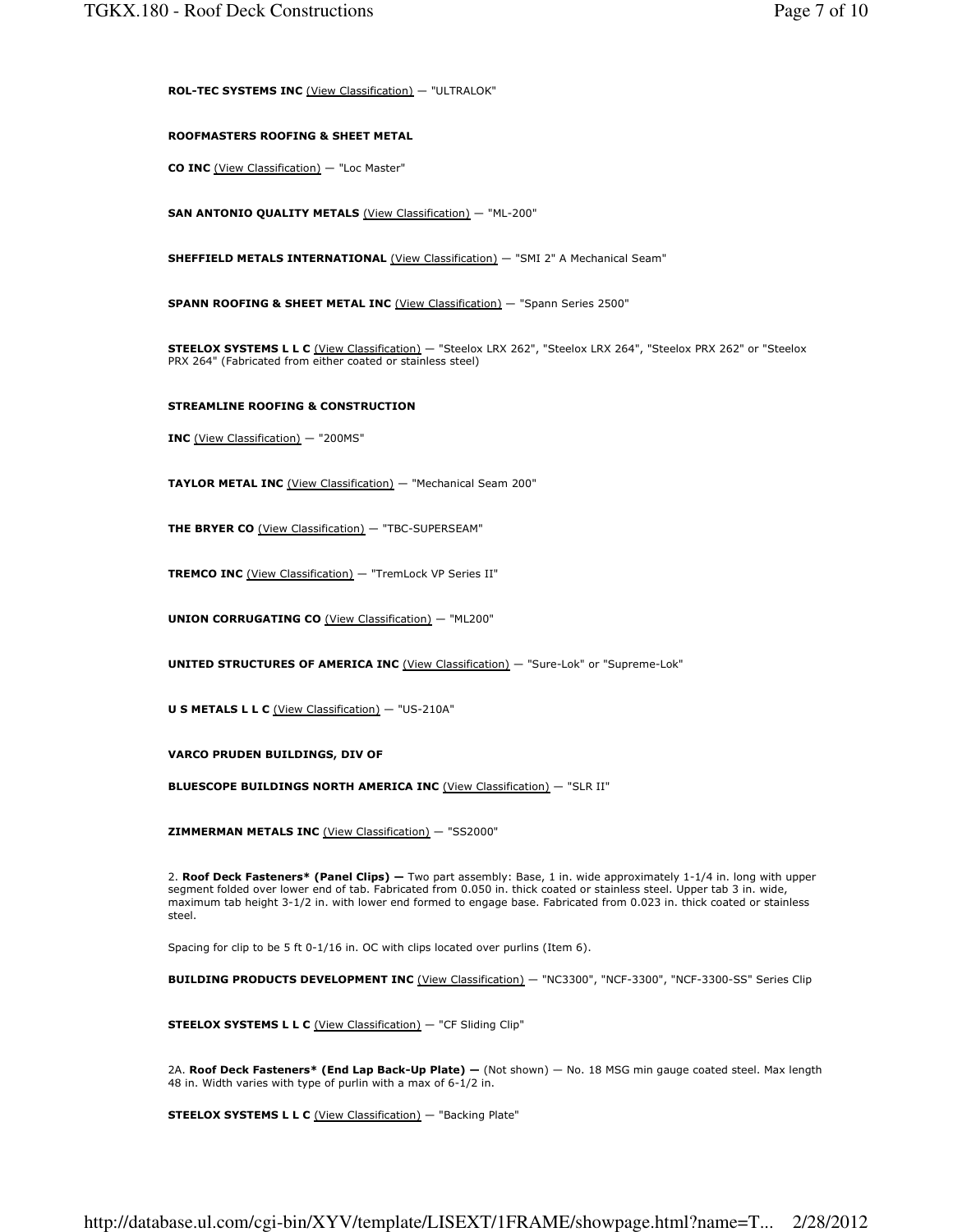**ROL-TEC SYSTEMS INC** (View Classification) — "ULTRALOK"

**ROOFMASTERS ROOFING & SHEET METAL**

**CO INC** (View Classification) — "Loc Master"

**SAN ANTONIO QUALITY METALS** (View Classification) — "ML-200"

**SHEFFIELD METALS INTERNATIONAL** (View Classification) — "SMI 2" A Mechanical Seam"

**SPANN ROOFING & SHEET METAL INC** (View Classification) — "Spann Series 2500"

**STEELOX SYSTEMS L L C** (View Classification) — "Steelox LRX 262", "Steelox LRX 264", "Steelox PRX 262" or "Steelox PRX 264" (Fabricated from either coated or stainless steel)

**STREAMLINE ROOFING & CONSTRUCTION**

**INC** (View Classification) — "200MS"

**TAYLOR METAL INC** (View Classification) — "Mechanical Seam 200"

**THE BRYER CO** (View Classification) — "TBC-SUPERSEAM"

**TREMCO INC** (View Classification) — "TremLock VP Series II"

**UNION CORRUGATING CO** (View Classification) — "ML200"

**UNITED STRUCTURES OF AMERICA INC** (View Classification) — "Sure-Lok" or "Supreme-Lok"

**U S METALS L L C** (View Classification) — "US-210A"

**VARCO PRUDEN BUILDINGS, DIV OF**

**BLUESCOPE BUILDINGS NORTH AMERICA INC** (View Classification) — "SLR II"

**ZIMMERMAN METALS INC** (View Classification) — "SS2000"

2. **Roof Deck Fasteners* (Panel Clips) —** Two part assembly: Base, 1 in. wide approximately 1-1/4 in. long with upper segment folded over lower end of tab. Fabricated from 0.050 in. thick coated or stainless steel. Upper tab 3 in. wide, maximum tab height 3-1/2 in. with lower end formed to engage base. Fabricated from 0.023 in. thick coated or stainless steel.

Spacing for clip to be 5 ft 0-1/16 in. OC with clips located over purlins (Item 6).

**BUILDING PRODUCTS DEVELOPMENT INC** (View Classification) — "NC3300", "NCF-3300", "NCF-3300-SS" Series Clip

**STEELOX SYSTEMS L L C** (View Classification) — "CF Sliding Clip"

2A. **Roof Deck Fasteners* (End Lap Back-Up Plate) —** (Not shown) — No. 18 MSG min gauge coated steel. Max length 48 in. Width varies with type of purlin with a max of 6-1/2 in.

**STEELOX SYSTEMS L L C** (View Classification) — "Backing Plate"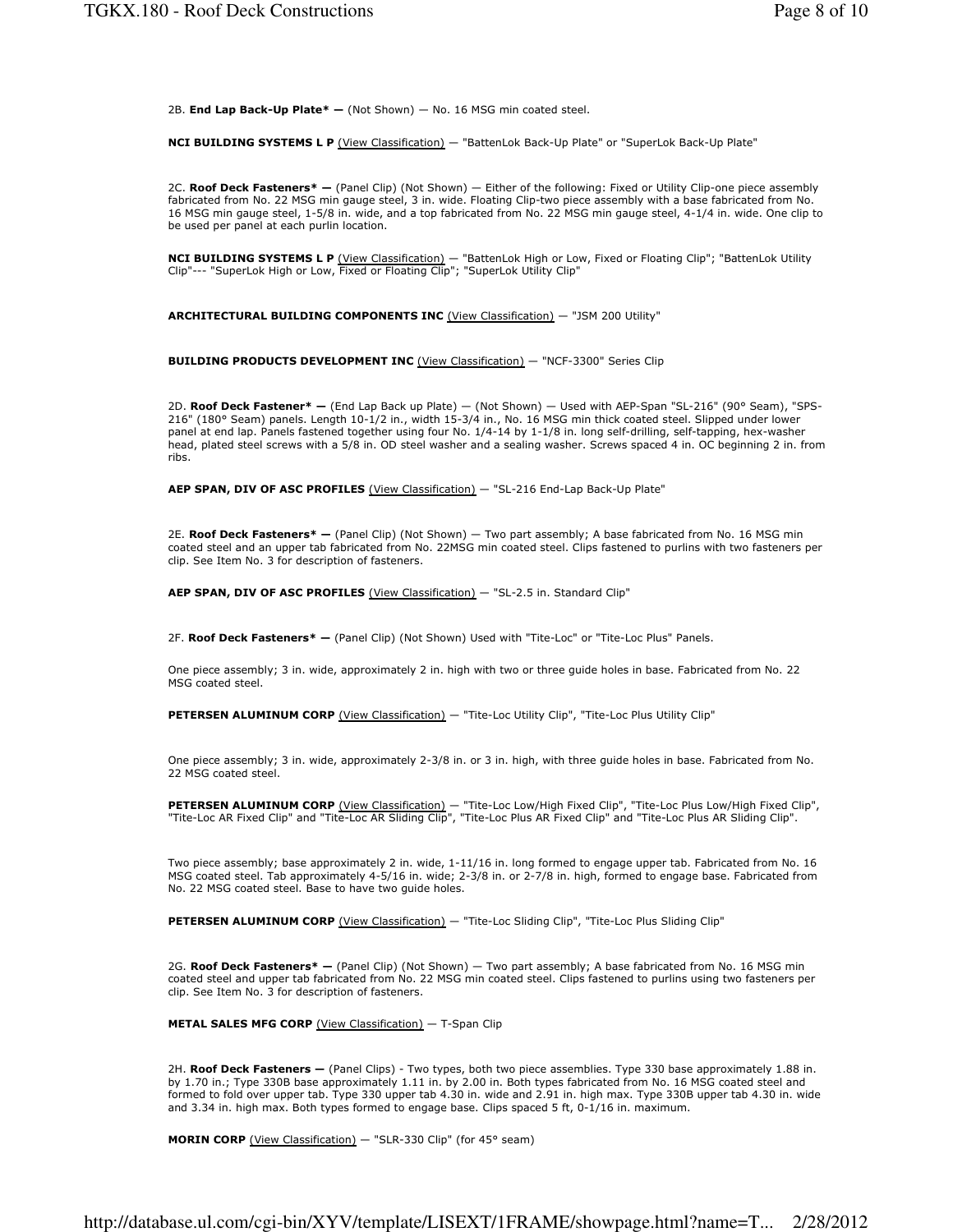2B. **End Lap Back-Up Plate\* —** (Not Shown) — No. 16 MSG min coated steel.

**NCI BUILDING SYSTEMS L P** (View Classification) — "BattenLok Back-Up Plate" or "SuperLok Back-Up Plate"

2C. **Roof Deck Fasteners\* —** (Panel Clip) (Not Shown) — Either of the following: Fixed or Utility Clip-one piece assembly fabricated from No. 22 MSG min gauge steel, 3 in. wide. Floating Clip-two piece assembly with a base fabricated from No. 16 MSG min gauge steel, 1-5/8 in. wide, and a top fabricated from No. 22 MSG min gauge steel, 4-1/4 in. wide. One clip to be used per panel at each purlin location.

**NCI BUILDING SYSTEMS L P** (View Classification) — "BattenLok High or Low, Fixed or Floating Clip"; "BattenLok Utility Clip"--- "SuperLok High or Low, Fixed or Floating Clip"; "SuperLok Utility Clip"

**ARCHITECTURAL BUILDING COMPONENTS INC** (View Classification) — "JSM 200 Utility"

**BUILDING PRODUCTS DEVELOPMENT INC** (View Classification) — "NCF-3300" Series Clip

2D. **Roof Deck Fastener\* —** (End Lap Back up Plate) — (Not Shown) — Used with AEP-Span "SL-216" (90° Seam), "SPS-216" (180° Seam) panels. Length 10-1/2 in., width 15-3/4 in., No. 16 MSG min thick coated steel. Slipped under lower panel at end lap. Panels fastened together using four No. 1/4-14 by 1-1/8 in. long self-drilling, self-tapping, hex-washer head, plated steel screws with a 5/8 in. OD steel washer and a sealing washer. Screws spaced 4 in. OC beginning 2 in. from ribs.

**AEP SPAN, DIV OF ASC PROFILES** (View Classification) — "SL-216 End-Lap Back-Up Plate"

2E. **Roof Deck Fasteners\* —** (Panel Clip) (Not Shown) — Two part assembly; A base fabricated from No. 16 MSG min coated steel and an upper tab fabricated from No. 22MSG min coated steel. Clips fastened to purlins with two fasteners per clip. See Item No. 3 for description of fasteners.

**AEP SPAN, DIV OF ASC PROFILES** (View Classification) — "SL-2.5 in. Standard Clip"

2F. **Roof Deck Fasteners\* —** (Panel Clip) (Not Shown) Used with "Tite-Loc" or "Tite-Loc Plus" Panels.

One piece assembly; 3 in. wide, approximately 2 in. high with two or three guide holes in base. Fabricated from No. 22 MSG coated steel.

**PETERSEN ALUMINUM CORP** (View Classification) — "Tite-Loc Utility Clip", "Tite-Loc Plus Utility Clip"

One piece assembly; 3 in. wide, approximately 2-3/8 in. or 3 in. high, with three guide holes in base. Fabricated from No. 22 MSG coated steel.

**PETERSEN ALUMINUM CORP** (View Classification) — "Tite-Loc Low/High Fixed Clip", "Tite-Loc Plus Low/High Fixed Clip", "Tite-Loc AR Fixed Clip" and "Tite-Loc AR Sliding Clip", "Tite-Loc Plus AR Fixed Clip" and "Tite-Loc Plus AR Sliding Clip".

Two piece assembly; base approximately 2 in. wide, 1-11/16 in. long formed to engage upper tab. Fabricated from No. 16 MSG coated steel. Tab approximately 4-5/16 in. wide; 2-3/8 in. or 2-7/8 in. high, formed to engage base. Fabricated from No. 22 MSG coated steel. Base to have two guide holes.

**PETERSEN ALUMINUM CORP** (View Classification) — "Tite-Loc Sliding Clip", "Tite-Loc Plus Sliding Clip"

2G. **Roof Deck Fasteners\* —** (Panel Clip) (Not Shown) — Two part assembly; A base fabricated from No. 16 MSG min coated steel and upper tab fabricated from No. 22 MSG min coated steel. Clips fastened to purlins using two fasteners per clip. See Item No. 3 for description of fasteners.

**METAL SALES MFG CORP** (View Classification) — T-Span Clip

2H. **Roof Deck Fasteners —** (Panel Clips) - Two types, both two piece assemblies. Type 330 base approximately 1.88 in. by 1.70 in.; Type 330B base approximately 1.11 in. by 2.00 in. Both types fabricated from No. 16 MSG coated steel and formed to fold over upper tab. Type 330 upper tab 4.30 in. wide and 2.91 in. high max. Type 330B upper tab 4.30 in. wide and 3.34 in. high max. Both types formed to engage base. Clips spaced 5 ft, 0-1/16 in. maximum.

**MORIN CORP** (View Classification) — "SLR-330 Clip" (for 45° seam)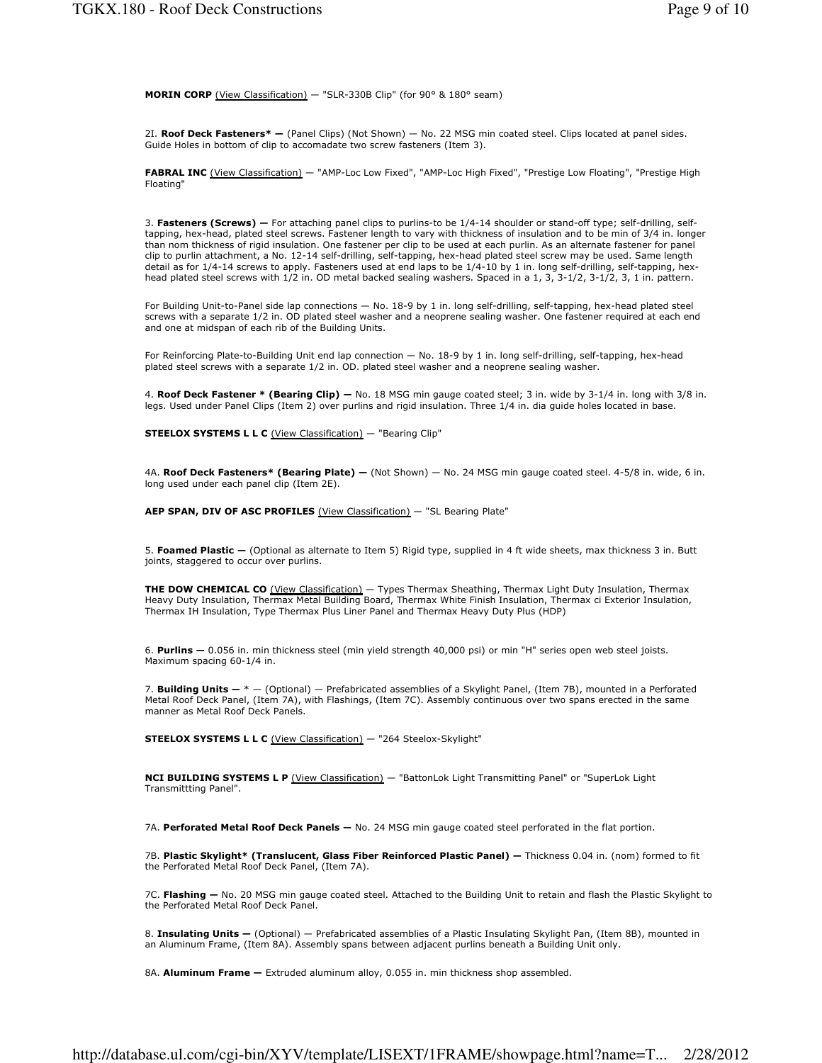**MORIN CORP** (View Classification) — "SLR-330B Clip" (for 90° & 180° seam)

2I. **Roof Deck Fasteners* —** (Panel Clips) (Not Shown) — No. 22 MSG min coated steel. Clips located at panel sides. Guide Holes in bottom of clip to accomadate two screw fasteners (Item 3).

**FABRAL INC** (View Classification) — "AMP-Loc Low Fixed", "AMP-Loc High Fixed", "Prestige Low Floating", "Prestige High Floating"

3. **Fasteners (Screws) —** For attaching panel clips to purlins-to be 1/4-14 shoulder or stand-off type; self-drilling, self-tapping, hex-head, plated steel screws. Fastener length to vary with thickness of insulation and to be min of 3/4 in. longer than nom thickness of rigid insulation. One fastener per clip to be used at each purlin. As an alternate fastener for panel clip to purlin attachment, a No. 12-14 self-drilling, self-tapping, hex-head plated steel screw may be used. Same length detail as for 1/4-14 screws to apply. Fasteners used at end laps to be 1/4-10 by 1 in. long self-drilling, self-tapping, hex-head plated steel screws with 1/2 in. OD metal backed sealing washers. Spaced in a 1, 3, 3-1/2, 3-1/2, 3, 1 in. pattern.

For Building Unit-to-Panel side lap connections — No. 18-9 by 1 in. long self-drilling, self-tapping, hex-head plated steel screws with a separate 1/2 in. OD plated steel washer and a neoprene sealing washer. One fastener required at each end and one at midspan of each rib of the Building Units.

For Reinforcing Plate-to-Building Unit end lap connection — No. 18-9 by 1 in. long self-drilling, self-tapping, hex-head plated steel screws with a separate 1/2 in. OD. plated steel washer and a neoprene sealing washer.

4. **Roof Deck Fastener * (Bearing Clip) —** No. 18 MSG min gauge coated steel; 3 in. wide by 3-1/4 in. long with 3/8 in. legs. Used under Panel Clips (Item 2) over purlins and rigid insulation. Three 1/4 in. dia guide holes located in base.

**STEELOX SYSTEMS L L C** (View Classification) — "Bearing Clip"

4A. **Roof Deck Fasteners* (Bearing Plate) —** (Not Shown) — No. 24 MSG min gauge coated steel. 4-5/8 in. wide, 6 in. long used under each panel clip (Item 2E).

**AEP SPAN, DIV OF ASC PROFILES** (View Classification) — "SL Bearing Plate"

5. **Foamed Plastic —** (Optional as alternate to Item 5) Rigid type, supplied in 4 ft wide sheets, max thickness 3 in. Butt joints, staggered to occur over purlins.

**THE DOW CHEMICAL CO** (View Classification) — Types Thermax Sheathing, Thermax Light Duty Insulation, Thermax Heavy Duty Insulation, Thermax Metal Building Board, Thermax White Finish Insulation, Thermax ci Exterior Insulation, Thermax IH Insulation, Type Thermax Plus Liner Panel and Thermax Heavy Duty Plus (HDP)

6. **Purlins —** 0.056 in. min thickness steel (min yield strength 40,000 psi) or min "H" series open web steel joists. Maximum spacing 60-1/4 in.

7. **Building Units —** * — (Optional) — Prefabricated assemblies of a Skylight Panel, (Item 7B), mounted in a Perforated Metal Roof Deck Panel, (Item 7A), with Flashings, (Item 7C). Assembly continuous over two spans erected in the same manner as Metal Roof Deck Panels.

**STEELOX SYSTEMS L L C** (View Classification) — "264 Steelox-Skylight"

**NCI BUILDING SYSTEMS L P** (View Classification) — "BattonLok Light Transmitting Panel" or "SuperLok Light Transmittting Panel".

7A. **Perforated Metal Roof Deck Panels —** No. 24 MSG min gauge coated steel perforated in the flat portion.

7B. **Plastic Skylight* (Translucent, Glass Fiber Reinforced Plastic Panel) —** Thickness 0.04 in. (nom) formed to fit the Perforated Metal Roof Deck Panel, (Item 7A).

7C. **Flashing —** No. 20 MSG min gauge coated steel. Attached to the Building Unit to retain and flash the Plastic Skylight to the Perforated Metal Roof Deck Panel.

8. **Insulating Units —** (Optional) — Prefabricated assemblies of a Plastic Insulating Skylight Pan, (Item 8B), mounted in an Aluminum Frame, (Item 8A). Assembly spans between adjacent purlins beneath a Building Unit only.

8A. **Aluminum Frame —** Extruded aluminum alloy, 0.055 in. min thickness shop assembled.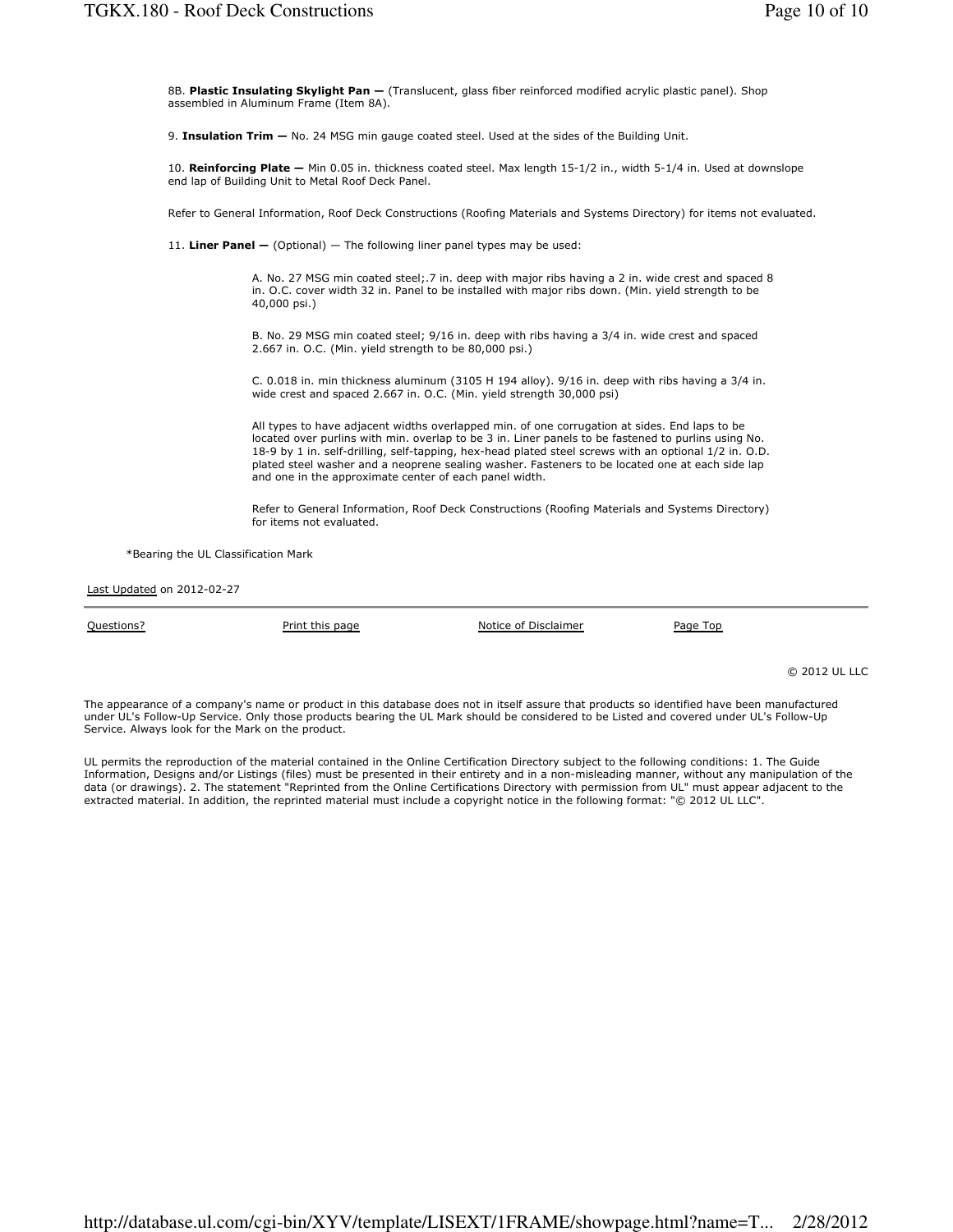8B. **Plastic Insulating Skylight Pan —** (Translucent, glass fiber reinforced modified acrylic plastic panel). Shop assembled in Aluminum Frame (Item 8A).

9. **Insulation Trim —** No. 24 MSG min gauge coated steel. Used at the sides of the Building Unit.

10. **Reinforcing Plate —** Min 0.05 in. thickness coated steel. Max length 15-1/2 in., width 5-1/4 in. Used at downslope end lap of Building Unit to Metal Roof Deck Panel.

Refer to General Information, Roof Deck Constructions (Roofing Materials and Systems Directory) for items not evaluated.

11. **Liner Panel —** (Optional) — The following liner panel types may be used:

A. No. 27 MSG min coated steel;.7 in. deep with major ribs having a 2 in. wide crest and spaced 8 in. O.C. cover width 32 in. Panel to be installed with major ribs down. (Min. yield strength to be 40,000 psi.)

B. No. 29 MSG min coated steel; 9/16 in. deep with ribs having a 3/4 in. wide crest and spaced 2.667 in. O.C. (Min. yield strength to be 80,000 psi.)

C. 0.018 in. min thickness aluminum (3105 H 194 alloy). 9/16 in. deep with ribs having a 3/4 in. wide crest and spaced 2.667 in. O.C. (Min. yield strength 30,000 psi)

All types to have adjacent widths overlapped min. of one corrugation at sides. End laps to be located over purlins with min. overlap to be 3 in. Liner panels to be fastened to purlins using No. 18-9 by 1 in. self-drilling, self-tapping, hex-head plated steel screws with an optional 1/2 in. O.D. plated steel washer and a neoprene sealing washer. Fasteners to be located one at each side lap and one in the approximate center of each panel width.

Refer to General Information, Roof Deck Constructions (Roofing Materials and Systems Directory) for items not evaluated.

*Bearing the UL Classification Mark

Last Updated on 2012-02-27

Questions? Print this page Notice of Disclaimer Page Top

© 2012 UL LLC

The appearance of a company's name or product in this database does not in itself assure that products so identified have been manufactured under UL's Follow-Up Service. Only those products bearing the UL Mark should be considered to be Listed and covered under UL's Follow-Up Service. Always look for the Mark on the product.

UL permits the reproduction of the material contained in the Online Certification Directory subject to the following conditions: 1. The Guide Information, Designs and/or Listings (files) must be presented in their entirety and in a non-misleading manner, without any manipulation of the data (or drawings). 2. The statement "Reprinted from the Online Certifications Directory with permission from UL" must appear adjacent to the extracted material. In addition, the reprinted material must include a copyright notice in the following format: "© 2012 UL LLC".